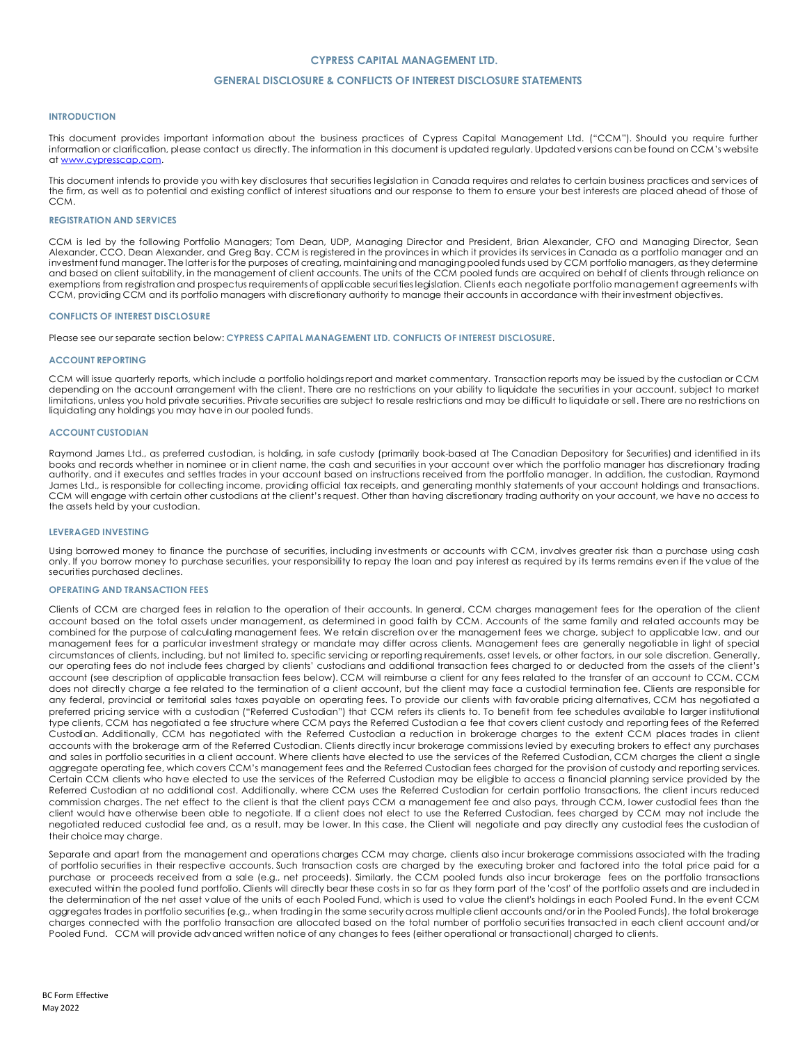# CYPRESS CAPITAL MANAGEMENT LTD.

## GENERAL DISCLOSURE & CONFLICTS OF INTEREST DISCLOSURE STATEMENTS

### INTRODUCTION

This document provides important information about the business practices of Cypress Capital Management Ltd. ("CCM"). Should you require further information or clarification, please contact us directly. The information in this document is updated regularly. Updated versions can be found on CCM's website at www.cypresscap.com.

This document intends to provide you with key disclosures that securities legislation in Canada requires and relates to certain business practices and services of the firm, as well as to potential and existing conflict of interest situations and our response to them to ensure your best interests are placed ahead of those of CCM.

### REGISTRATION AND SERVICES

CCM is led by the following Portfolio Managers; Tom Dean, UDP, Managing Director and President, Brian Alexander, CFO and Managing Director, Sean Alexander, CCO, Dean Alexander, and Greg Bay. CCM is registered in the provinces in which it provides its services in Canada as a portfolio manager and an investment fund manager. The latter is for the purposes of creating, maintaining and managing pooled funds used by CCM portfolio managers, as they determine and based on client suitability, in the management of client accounts. The units of the CCM pooled funds are acquired on behalf of clients through reliance on exemptions from registration and prospectus requirements of applicable securities legislation. Clients each negotiate portfolio management agreements with CCM, providing CCM and its portfolio managers with discretionary authority to manage their accounts in accordance with their investment objectives.

### CONFLICTS OF INTEREST DISCLOSURE

Please see our separate section below: **CYPRESS CAPITAL MANAGEMENT LTD. CONFLICTS OF INTEREST DISCLOSURE**.

### ACCOUNT REPORTING

CCM will issue quarterly reports, which include a portfolio holdings report and market commentary. Transaction reports may be issued by the custodian or CCM depending on the account arrangement with the client. There are no restrictions on your ability to liquidate the securities in your account, subject to market limitations, unless you hold private securities. Private securities are subject to resale restrictions and may be difficult to liquidate or sell. There are no restrictions on liquidating any holdings you may have in our pooled funds.

### ACCOUNT CUSTODIAN

Raymond James Ltd., as preferred custodian, is holding, in safe custody (primarily book-based at The Canadian Depository for Securities) and identified in its books and records whether in nominee or in client name, the cash and securities in your account over which the portfolio manager has discretionary trading authority, and it executes and settles trades in your account based on instructions received from the portfolio manager. In addition, the custodian, Raymond James Ltd., is responsible for collecting income, providing official tax receipts, and generating monthly statements of your account holdings and transactions. CCM will engage with certain other custodians at the client's request. Other than having discretionary trading authority on your account, we have no access to the assets held by your custodian.

### LEVERAGED INVESTING

Using borrowed money to finance the purchase of securities, including investments or accounts with CCM, involves greater risk than a purchase using cash only. If you borrow money to purchase securities, your responsibility to repay the loan and pay interest as required by its terms remains even if the value of the securities purchased declines.

### OPERATING AND TRANSACTION FEES

Clients of CCM are charged fees in relation to the operation of their accounts. In general, CCM charges management fees for the operation of the client account based on the total assets under management, as determined in good faith by CCM. Accounts of the same family and related accounts may be combined for the purpose of calculating management fees. We retain discretion over the management fees we charge, subject to applicable law, and our management fees for a particular investment strategy or mandate may differ across clients. Management fees are generally negotiable in light of special circumstances of clients, including, but not limited to, specific servicing or reporting requirements, asset levels, or other factors, in our sole discretion. Generally, our operating fees do not include fees charged by clients' custodians and additional transaction fees charged to or deducted from the assets of the client's account (see description of applicable transaction fees below). CCM will reimburse a client for any fees related to the transfer of an account to CCM. CCM does not directly charge a fee related to the termination of a client account, but the client may face a custodial termination fee. Clients are responsible for any federal, provincial or territorial sales taxes payable on operating fees. To provide our clients with favorable pricing alternatives, CCM has negotiated a preferred pricing service with a custodian ("Referred Custodian") that CCM refers its clients to. To benefit from fee schedules available to larger institutional type clients, CCM has negotiated a fee structure where CCM pays the Referred Custodian a fee that covers client custody and reporting fees of the Referred Custodian. Additionally, CCM has negotiated with the Referred Custodian a reduction in brokerage charges to the extent CCM places trades in client accounts with the brokerage arm of the Referred Custodian. Clients directly incur brokerage commissions levied by executing brokers to effect any purchases and sales in portfolio securities in a client account. Where clients have elected to use the services of the Referred Custodian, CCM charges the client a single aggregate operating fee, which covers CCM's management fees and the Referred Custodian fees charged for the provision of custody and reporting services. Certain CCM clients who have elected to use the services of the Referred Custodian may be eligible to access a financial planning service provided by the Referred Custodian at no additional cost. Additionally, where CCM uses the Referred Custodian for certain portfolio transactions, the client incurs reduced commission charges. The net effect to the client is that the client pays CCM a management fee and also pays, through CCM, lower custodial fees than the client would have otherwise been able to negotiate. If a client does not elect to use the Referred Custodian, fees charged by CCM may not include the negotiated reduced custodial fee and, as a result, may be lower. In this case, the Client will negotiate and pay directly any custodial fees the custodian of their choice may charge.

Separate and apart from the management and operations charges CCM may charge, clients also incur brokerage commissions associated with the trading of portfolio securities in their respective accounts. Such transaction costs are charged by the executing broker and factored into the total price paid for a purchase or proceeds received from a sale (e.g., net proceeds). Similarly, the CCM pooled funds also incur brokerage fees on the portfolio transactions executed within the pooled fund portfolio. Clients will directly bear these costs in so far as they form part of the 'cost' of the portfolio assets and are included in the determination of the net asset value of the units of each Pooled Fund, which is used to value the client's holdings in each Pooled Fund. In the event CCM aggregates trades in portfolio securities (e.g., when trading in the same security across multiple client accounts and/or in the Pooled Funds), the total brokerage charges connected with the portfolio transaction are allocated based on the total number of portfolio securities transacted in each client account and/or Pooled Fund. CCM will provide advanced written notice of any changes to fees (either operational or transactional) charged to clients.

BC Form Effective
May 2022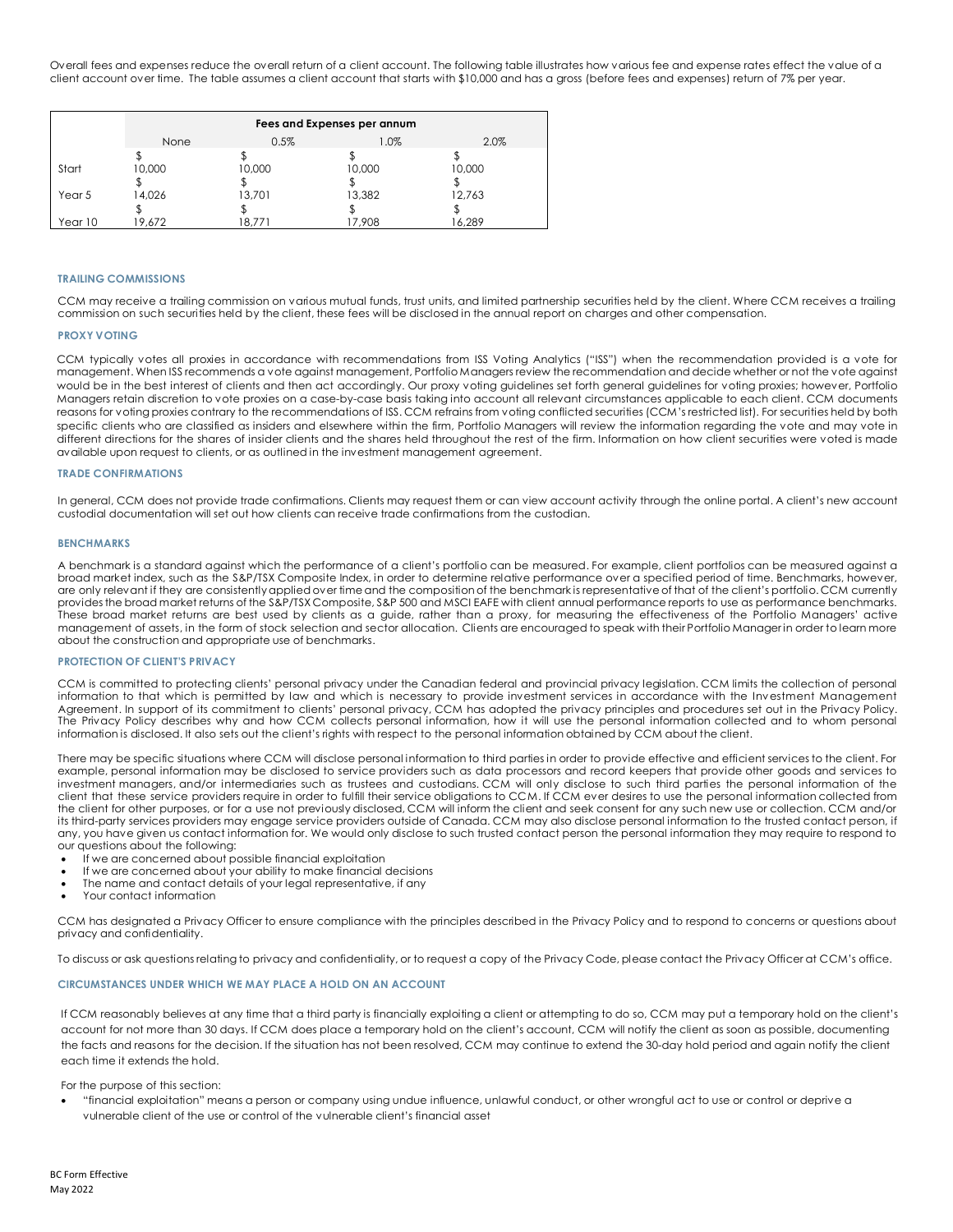Overall fees and expenses reduce the overall return of a client account. The following table illustrates how various fee and expense rates effect the value of a client account over time. The table assumes a client account that starts with $10,000 and has a gross (before fees and expenses) return of 7% per year.

| | Fees and Expenses per annum | | | |
|---|---|---|---|---|
| | None | 0.5% | 1.0% | 2.0% |
| Start | $ 10,000 | $ 10,000 | $ 10,000 | $ 10,000 |
| Year 5 | $ 14,026 | $ 13,701 | $ 13,382 | $ 12,763 |
| Year 10 | $ 19,672 | $ 18,771 | $ 17,908 | $ 16,289 |

### TRAILING COMMISSIONS

CCM may receive a trailing commission on various mutual funds, trust units, and limited partnership securities held by the client. Where CCM receives a trailing commission on such securities held by the client, these fees will be disclosed in the annual report on charges and other compensation.

### PROXY VOTING

CCM typically votes all proxies in accordance with recommendations from ISS Voting Analytics ("ISS") when the recommendation provided is a vote for management. When ISS recommends a vote against management, Portfolio Managers review the recommendation and decide whether or not the vote against would be in the best interest of clients and then act accordingly. Our proxy voting guidelines set forth general guidelines for voting proxies; however, Portfolio Managers retain discretion to vote proxies on a case-by-case basis taking into account all relevant circumstances applicable to each client. CCM documents reasons for voting proxies contrary to the recommendations of ISS. CCM refrains from voting conflicted securities (CCM's restricted list). For securities held by both specific clients who are classified as insiders and elsewhere within the firm, Portfolio Managers will review the information regarding the vote and may vote in different directions for the shares of insider clients and the shares held throughout the rest of the firm. Information on how client securities were voted is made available upon request to clients, or as outlined in the investment management agreement.

### TRADE CONFIRMATIONS

In general, CCM does not provide trade confirmations. Clients may request them or can view account activity through the online portal. A client's new account custodial documentation will set out how clients can receive trade confirmations from the custodian.

### BENCHMARKS

A benchmark is a standard against which the performance of a client's portfolio can be measured. For example, client portfolios can be measured against a broad market index, such as the S&P/TSX Composite Index, in order to determine relative performance over a specified period of time. Benchmarks, however, are only relevant if they are consistently applied over time and the composition of the benchmark is representative of that of the client's portfolio. CCM currently provides the broad market returns of the S&P/TSX Composite, S&P 500 and MSCI EAFE with client annual performance reports to use as performance benchmarks. These broad market returns are best used by clients as a guide, rather than a proxy, for measuring the effectiveness of the Portfolio Managers' active management of assets, in the form of stock selection and sector allocation. Clients are encouraged to speak with their Portfolio Manager in order to learn more about the construction and appropriate use of benchmarks.

### PROTECTION OF CLIENT'S PRIVACY

CCM is committed to protecting clients' personal privacy under the Canadian federal and provincial privacy legislation. CCM limits the collection of personal information to that which is permitted by law and which is necessary to provide investment services in accordance with the Investment Management Agreement. In support of its commitment to clients' personal privacy, CCM has adopted the privacy principles and procedures set out in the Privacy Policy. The Privacy Policy describes why and how CCM collects personal information, how it will use the personal information collected and to whom personal information is disclosed. It also sets out the client's rights with respect to the personal information obtained by CCM about the client.

There may be specific situations where CCM will disclose personal information to third parties in order to provide effective and efficient services to the client. For example, personal information may be disclosed to service providers such as data processors and record keepers that provide other goods and services to investment managers, and/or intermediaries such as trustees and custodians. CCM will only disclose to such third parties the personal information of the client that these service providers require in order to fulfill their service obligations to CCM. If CCM ever desires to use the personal information collected from the client for other purposes, or for a use not previously disclosed, CCM will inform the client and seek consent for any such new use or collection. CCM and/or its third-party services providers may engage service providers outside of Canada. CCM may also disclose personal information to the trusted contact person, if any, you have given us contact information for. We would only disclose to such trusted contact person the personal information they may require to respond to our questions about the following:

- If we are concerned about possible financial exploitation
- If we are concerned about your ability to make financial decisions
- The name and contact details of your legal representative, if any
- Your contact information

CCM has designated a Privacy Officer to ensure compliance with the principles described in the Privacy Policy and to respond to concerns or questions about privacy and confidentiality.

To discuss or ask questions relating to privacy and confidentiality, or to request a copy of the Privacy Code, please contact the Privacy Officer at CCM's office.

### CIRCUMSTANCES UNDER WHICH WE MAY PLACE A HOLD ON AN ACCOUNT

If CCM reasonably believes at any time that a third party is financially exploiting a client or attempting to do so, CCM may put a temporary hold on the client's account for not more than 30 days. If CCM does place a temporary hold on the client's account, CCM will notify the client as soon as possible, documenting the facts and reasons for the decision. If the situation has not been resolved, CCM may continue to extend the 30-day hold period and again notify the client each time it extends the hold.

For the purpose of this section:

- "financial exploitation" means a person or company using undue influence, unlawful conduct, or other wrongful act to use or control or deprive a vulnerable client of the use or control of the vulnerable client's financial asset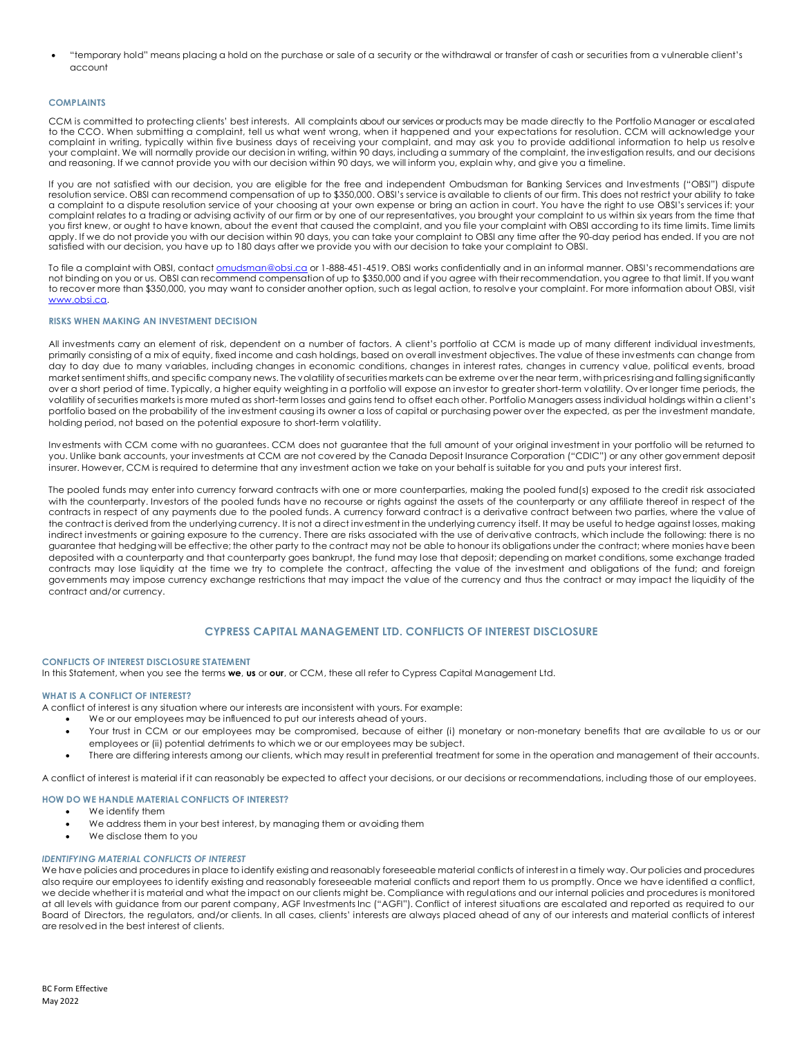- "temporary hold" means placing a hold on the purchase or sale of a security or the withdrawal or transfer of cash or securities from a vulnerable client's account

### COMPLAINTS

CCM is committed to protecting clients' best interests. All complaints about our services or products may be made directly to the Portfolio Manager or escalated to the CCO. When submitting a complaint, tell us what went wrong, when it happened and your expectations for resolution. CCM will acknowledge your complaint in writing, typically within five business days of receiving your complaint, and may ask you to provide additional information to help us resolve your complaint. We will normally provide our decision in writing, within 90 days, including a summary of the complaint, the investigation results, and our decisions and reasoning. If we cannot provide you with our decision within 90 days, we will inform you, explain why, and give you a timeline.

If you are not satisfied with our decision, you are eligible for the free and independent Ombudsman for Banking Services and Investments ("OBSI") dispute resolution service. OBSI can recommend compensation of up to $350,000. OBSI's service is available to clients of our firm. This does not restrict your ability to take a complaint to a dispute resolution service of your choosing at your own expense or bring an action in court. You have the right to use OBSI's services if: your complaint relates to a trading or advising activity of our firm or by one of our representatives, you brought your complaint to us within six years from the time that you first knew, or ought to have known, about the event that caused the complaint, and you file your complaint with OBSI according to its time limits. Time limits apply. If we do not provide you with our decision within 90 days, you can take your complaint to OBSI any time after the 90-day period has ended. If you are not satisfied with our decision, you have up to 180 days after we provide you with our decision to take your complaint to OBSI.

To file a complaint with OBSI, contact omudsman@obsi.ca or 1-888-451-4519. OBSI works confidentially and in an informal manner. OBSI's recommendations are not binding on you or us. OBSI can recommend compensation of up to $350,000 and if you agree with their recommendation, you agree to that limit. If you want to recover more than $350,000, you may want to consider another option, such as legal action, to resolve your complaint. For more information about OBSI, visit www.obsi.ca.

### RISKS WHEN MAKING AN INVESTMENT DECISION

All investments carry an element of risk, dependent on a number of factors. A client's portfolio at CCM is made up of many different individual investments, primarily consisting of a mix of equity, fixed income and cash holdings, based on overall investment objectives. The value of these investments can change from day to day due to many variables, including changes in economic conditions, changes in interest rates, changes in currency value, political events, broad market sentiment shifts, and specific company news. The volatility of securities markets can be extreme over the near term, with prices rising and falling significantly over a short period of time. Typically, a higher equity weighting in a portfolio will expose an investor to greater short-term volatility. Over longer time periods, the volatility of securities markets is more muted as short-term losses and gains tend to offset each other. Portfolio Managers assess individual holdings within a client's portfolio based on the probability of the investment causing its owner a loss of capital or purchasing power over the expected, as per the investment mandate, holding period, not based on the potential exposure to short-term volatility.

Investments with CCM come with no guarantees. CCM does not guarantee that the full amount of your original investment in your portfolio will be returned to you. Unlike bank accounts, your investments at CCM are not covered by the Canada Deposit Insurance Corporation ("CDIC") or any other government deposit insurer. However, CCM is required to determine that any investment action we take on your behalf is suitable for you and puts your interest first.

The pooled funds may enter into currency forward contracts with one or more counterparties, making the pooled fund(s) exposed to the credit risk associated with the counterparty. Investors of the pooled funds have no recourse or rights against the assets of the counterparty or any affiliate thereof in respect of the contracts in respect of any payments due to the pooled funds. A currency forward contract is a derivative contract between two parties, where the value of the contract is derived from the underlying currency. It is not a direct investment in the underlying currency itself. It may be useful to hedge against losses, making indirect investments or gaining exposure to the currency. There are risks associated with the use of derivative contracts, which include the following: there is no guarantee that hedging will be effective; the other party to the contract may not be able to honour its obligations under the contract; where monies have been deposited with a counterparty and that counterparty goes bankrupt, the fund may lose that deposit; depending on market conditions, some exchange traded contracts may lose liquidity at the time we try to complete the contract, affecting the value of the investment and obligations of the fund; and foreign governments may impose currency exchange restrictions that may impact the value of the currency and thus the contract or may impact the liquidity of the contract and/or currency.

## CYPRESS CAPITAL MANAGEMENT LTD. CONFLICTS OF INTEREST DISCLOSURE

### CONFLICTS OF INTEREST DISCLOSURE STATEMENT

In this Statement, when you see the terms **we**, **us** or **our**, or CCM, these all refer to Cypress Capital Management Ltd.

### WHAT IS A CONFLICT OF INTEREST?

A conflict of interest is any situation where our interests are inconsistent with yours. For example:

- We or our employees may be influenced to put our interests ahead of yours.
- Your trust in CCM or our employees may be compromised, because of either (i) monetary or non-monetary benefits that are available to us or our employees or (ii) potential detriments to which we or our employees may be subject.
- There are differing interests among our clients, which may result in preferential treatment for some in the operation and management of their accounts.

A conflict of interest is material if it can reasonably be expected to affect your decisions, or our decisions or recommendations, including those of our employees.

### HOW DO WE HANDLE MATERIAL CONFLICTS OF INTEREST?

- We identify them
- We address them in your best interest, by managing them or avoiding them
- We disclose them to you

#### *IDENTIFYING MATERIAL CONFLICTS OF INTEREST*

We have policies and procedures in place to identify existing and reasonably foreseeable material conflicts of interest in a timely way. Our policies and procedures also require our employees to identify existing and reasonably foreseeable material conflicts and report them to us promptly. Once we have identified a conflict, we decide whether it is material and what the impact on our clients might be. Compliance with regulations and our internal policies and procedures is monitored at all levels with guidance from our parent company, AGF Investments Inc ("AGFI"). Conflict of interest situations are escalated and reported as required to our Board of Directors, the regulators, and/or clients. In all cases, clients' interests are always placed ahead of any of our interests and material conflicts of interest are resolved in the best interest of clients.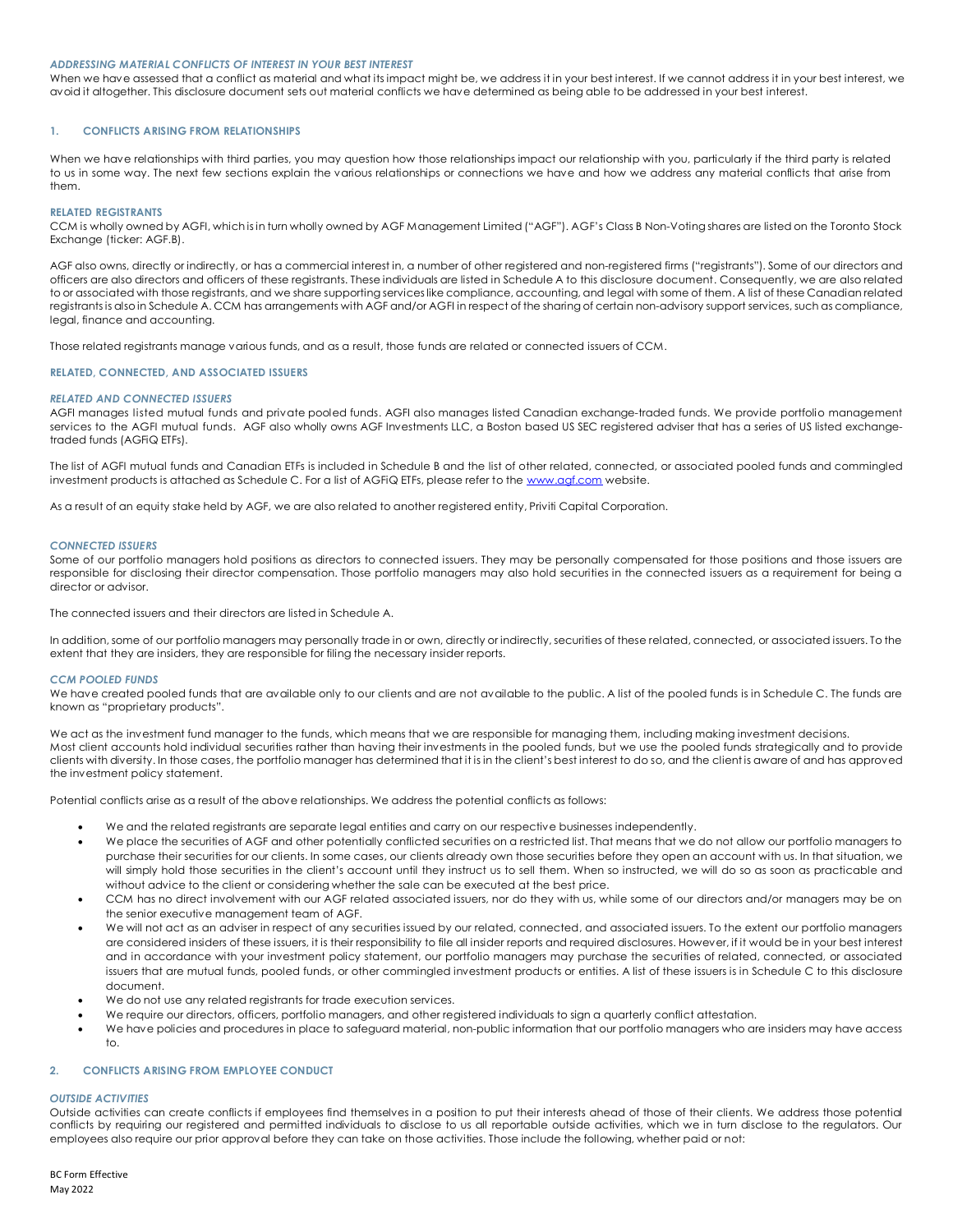### *ADDRESSING MATERIAL CONFLICTS OF INTEREST IN YOUR BEST INTEREST*

When we have assessed that a conflict as material and what its impact might be, we address it in your best interest. If we cannot address it in your best interest, we avoid it altogether. This disclosure document sets out material conflicts we have determined as being able to be addressed in your best interest.

## 1. CONFLICTS ARISING FROM RELATIONSHIPS

When we have relationships with third parties, you may question how those relationships impact our relationship with you, particularly if the third party is related to us in some way. The next few sections explain the various relationships or connections we have and how we address any material conflicts that arise from them.

### RELATED REGISTRANTS

CCM is wholly owned by AGFI, which is in turn wholly owned by AGF Management Limited ("AGF"). AGF's Class B Non-Voting shares are listed on the Toronto Stock Exchange (ticker: AGF.B).

AGF also owns, directly or indirectly, or has a commercial interest in, a number of other registered and non-registered firms ("registrants"). Some of our directors and officers are also directors and officers of these registrants. These individuals are listed in Schedule A to this disclosure document. Consequently, we are also related to or associated with those registrants, and we share supporting services like compliance, accounting, and legal with some of them. A list of these Canadian related registrants is also in Schedule A. CCM has arrangements with AGF and/or AGFI in respect of the sharing of certain non-advisory support services, such as compliance, legal, finance and accounting.

Those related registrants manage various funds, and as a result, those funds are related or connected issuers of CCM.

### RELATED, CONNECTED, AND ASSOCIATED ISSUERS

#### *RELATED AND CONNECTED ISSUERS*

AGFI manages listed mutual funds and private pooled funds. AGFI also manages listed Canadian exchange-traded funds. We provide portfolio management services to the AGFI mutual funds. AGF also wholly owns AGF Investments LLC, a Boston based US SEC registered adviser that has a series of US listed exchange-traded funds (AGFiQ ETFs).

The list of AGFI mutual funds and Canadian ETFs is included in Schedule B and the list of other related, connected, or associated pooled funds and commingled investment products is attached as Schedule C. For a list of AGFiQ ETFs, please refer to the [www.agf.com](http://www.agf.com) website.

As a result of an equity stake held by AGF, we are also related to another registered entity, Priviti Capital Corporation.

#### *CONNECTED ISSUERS*

Some of our portfolio managers hold positions as directors to connected issuers. They may be personally compensated for those positions and those issuers are responsible for disclosing their director compensation. Those portfolio managers may also hold securities in the connected issuers as a requirement for being a director or advisor.

The connected issuers and their directors are listed in Schedule A.

In addition, some of our portfolio managers may personally trade in or own, directly or indirectly, securities of these related, connected, or associated issuers. To the extent that they are insiders, they are responsible for filing the necessary insider reports.

#### *CCM POOLED FUNDS*

We have created pooled funds that are available only to our clients and are not available to the public. A list of the pooled funds is in Schedule C. The funds are known as "proprietary products".

We act as the investment fund manager to the funds, which means that we are responsible for managing them, including making investment decisions.
Most client accounts hold individual securities rather than having their investments in the pooled funds, but we use the pooled funds strategically and to provide clients with diversity. In those cases, the portfolio manager has determined that it is in the client's best interest to do so, and the client is aware of and has approved the investment policy statement.

Potential conflicts arise as a result of the above relationships. We address the potential conflicts as follows:

- We and the related registrants are separate legal entities and carry on our respective businesses independently.
- We place the securities of AGF and other potentially conflicted securities on a restricted list. That means that we do not allow our portfolio managers to purchase their securities for our clients. In some cases, our clients already own those securities before they open an account with us. In that situation, we will simply hold those securities in the client's account until they instruct us to sell them. When so instructed, we will do so as soon as practicable and without advice to the client or considering whether the sale can be executed at the best price.
- CCM has no direct involvement with our AGF related associated issuers, nor do they with us, while some of our directors and/or managers may be on the senior executive management team of AGF.
- We will not act as an adviser in respect of any securities issued by our related, connected, and associated issuers. To the extent our portfolio managers are considered insiders of these issuers, it is their responsibility to file all insider reports and required disclosures. However, if it would be in your best interest and in accordance with your investment policy statement, our portfolio managers may purchase the securities of related, connected, or associated issuers that are mutual funds, pooled funds, or other commingled investment products or entities. A list of these issuers is in Schedule C to this disclosure document.
- We do not use any related registrants for trade execution services.
- We require our directors, officers, portfolio managers, and other registered individuals to sign a quarterly conflict attestation.
- We have policies and procedures in place to safeguard material, non-public information that our portfolio managers who are insiders may have access to.

## 2. CONFLICTS ARISING FROM EMPLOYEE CONDUCT

#### *OUTSIDE ACTIVITIES*

Outside activities can create conflicts if employees find themselves in a position to put their interests ahead of those of their clients. We address those potential conflicts by requiring our registered and permitted individuals to disclose to us all reportable outside activities, which we in turn disclose to the regulators. Our employees also require our prior approval before they can take on those activities. Those include the following, whether paid or not: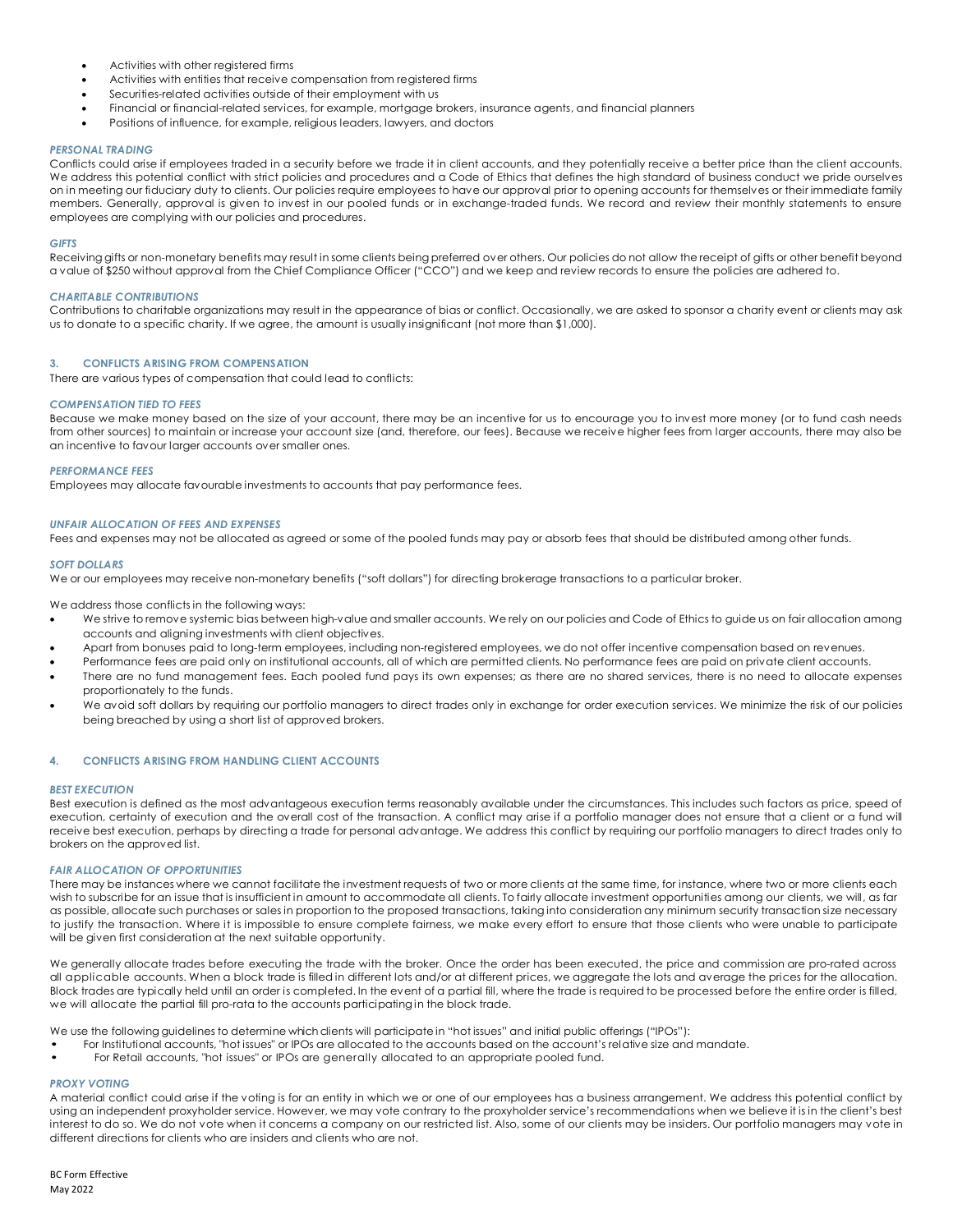- Activities with other registered firms
- Activities with entities that receive compensation from registered firms
- Securities-related activities outside of their employment with us
- Financial or financial-related services, for example, mortgage brokers, insurance agents, and financial planners
- Positions of influence, for example, religious leaders, lawyers, and doctors

### *PERSONAL TRADING*

Conflicts could arise if employees traded in a security before we trade it in client accounts, and they potentially receive a better price than the client accounts. We address this potential conflict with strict policies and procedures and a Code of Ethics that defines the high standard of business conduct we pride ourselves on in meeting our fiduciary duty to clients. Our policies require employees to have our approval prior to opening accounts for themselves or their immediate family members. Generally, approval is given to invest in our pooled funds or in exchange-traded funds. We record and review their monthly statements to ensure employees are complying with our policies and procedures.

### *GIFTS*

Receiving gifts or non-monetary benefits may result in some clients being preferred over others. Our policies do not allow the receipt of gifts or other benefit beyond a value of $250 without approval from the Chief Compliance Officer ("CCO") and we keep and review records to ensure the policies are adhered to.

### *CHARITABLE CONTRIBUTIONS*

Contributions to charitable organizations may result in the appearance of bias or conflict. Occasionally, we are asked to sponsor a charity event or clients may ask us to donate to a specific charity. If we agree, the amount is usually insignificant (not more than $1,000).

## 3. CONFLICTS ARISING FROM COMPENSATION

There are various types of compensation that could lead to conflicts:

### *COMPENSATION TIED TO FEES*

Because we make money based on the size of your account, there may be an incentive for us to encourage you to invest more money (or to fund cash needs from other sources) to maintain or increase your account size (and, therefore, our fees). Because we receive higher fees from larger accounts, there may also be an incentive to favour larger accounts over smaller ones.

### *PERFORMANCE FEES*

Employees may allocate favourable investments to accounts that pay performance fees.

### *UNFAIR ALLOCATION OF FEES AND EXPENSES*

Fees and expenses may not be allocated as agreed or some of the pooled funds may pay or absorb fees that should be distributed among other funds.

### *SOFT DOLLARS*

We or our employees may receive non-monetary benefits ("soft dollars") for directing brokerage transactions to a particular broker.

We address those conflicts in the following ways:

- We strive to remove systemic bias between high-value and smaller accounts. We rely on our policies and Code of Ethics to guide us on fair allocation among accounts and aligning investments with client objectives.
- Apart from bonuses paid to long-term employees, including non-registered employees, we do not offer incentive compensation based on revenues.
- Performance fees are paid only on institutional accounts, all of which are permitted clients. No performance fees are paid on private client accounts.
- There are no fund management fees. Each pooled fund pays its own expenses; as there are no shared services, there is no need to allocate expenses proportionately to the funds.
- We avoid soft dollars by requiring our portfolio managers to direct trades only in exchange for order execution services. We minimize the risk of our policies being breached by using a short list of approved brokers.

## 4. CONFLICTS ARISING FROM HANDLING CLIENT ACCOUNTS

### *BEST EXECUTION*

Best execution is defined as the most advantageous execution terms reasonably available under the circumstances. This includes such factors as price, speed of execution, certainty of execution and the overall cost of the transaction. A conflict may arise if a portfolio manager does not ensure that a client or a fund will receive best execution, perhaps by directing a trade for personal advantage. We address this conflict by requiring our portfolio managers to direct trades only to brokers on the approved list.

### *FAIR ALLOCATION OF OPPORTUNITIES*

There may be instances where we cannot facilitate the investment requests of two or more clients at the same time, for instance, where two or more clients each wish to subscribe for an issue that is insufficient in amount to accommodate all clients. To fairly allocate investment opportunities among our clients, we will, as far as possible, allocate such purchases or sales in proportion to the proposed transactions, taking into consideration any minimum security transaction size necessary to justify the transaction. Where it is impossible to ensure complete fairness, we make every effort to ensure that those clients who were unable to participate will be given first consideration at the next suitable opportunity.

We generally allocate trades before executing the trade with the broker. Once the order has been executed, the price and commission are pro-rated across all applicable accounts. When a block trade is filled in different lots and/or at different prices, we aggregate the lots and average the prices for the allocation. Block trades are typically held until an order is completed. In the event of a partial fill, where the trade is required to be processed before the entire order is filled, we will allocate the partial fill pro-rata to the accounts participating in the block trade.

We use the following guidelines to determine which clients will participate in "hot issues" and initial public offerings ("IPOs"):

- For Institutional accounts, "hot issues" or IPOs are allocated to the accounts based on the account's relative size and mandate.
- For Retail accounts, "hot issues" or IPOs are generally allocated to an appropriate pooled fund.

### *PROXY VOTING*

A material conflict could arise if the voting is for an entity in which we or one of our employees has a business arrangement. We address this potential conflict by using an independent proxyholder service. However, we may vote contrary to the proxyholder service's recommendations when we believe it is in the client's best interest to do so. We do not vote when it concerns a company on our restricted list. Also, some of our clients may be insiders. Our portfolio managers may vote in different directions for clients who are insiders and clients who are not.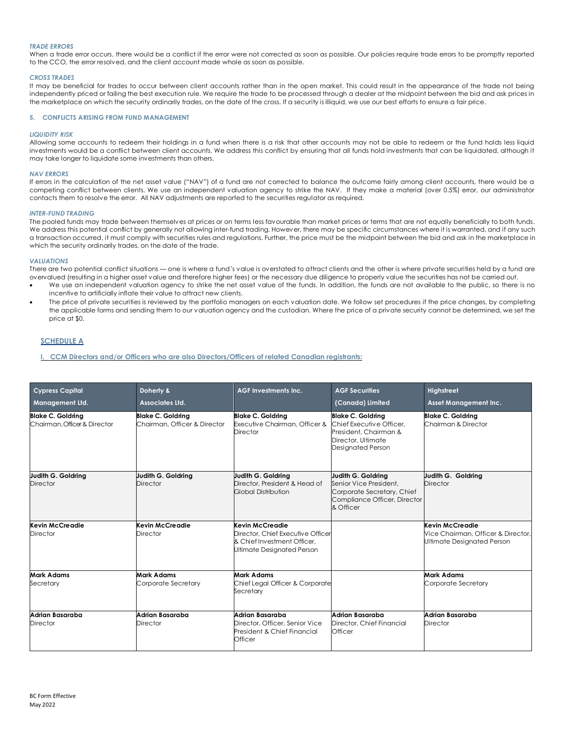#### *TRADE ERRORS*

When a trade error occurs, there would be a conflict if the error were not corrected as soon as possible. Our policies require trade errors to be promptly reported to the CCO, the error resolved, and the client account made whole as soon as possible.

#### *CROSS TRADES*

It may be beneficial for trades to occur between client accounts rather than in the open market. This could result in the appearance of the trade not being independently priced or failing the best execution rule. We require the trade to be processed through a dealer at the midpoint between the bid and ask prices in the marketplace on which the security ordinarily trades, on the date of the cross. If a security is illiquid, we use our best efforts to ensure a fair price.

### 5. CONFLICTS ARISING FROM FUND MANAGEMENT

#### *LIQUIDITY RISK*

Allowing some accounts to redeem their holdings in a fund when there is a risk that other accounts may not be able to redeem or the fund holds less liquid investments would be a conflict between client accounts. We address this conflict by ensuring that all funds hold investments that can be liquidated, although it may take longer to liquidate some investments than others.

#### *NAV ERRORS*

If errors in the calculation of the net asset value ("NAV") of a fund are not corrected to balance the outcome fairly among client accounts, there would be a competing conflict between clients. We use an independent valuation agency to strike the NAV. If they make a material (over 0.5%) error, our administrator contacts them to resolve the error. All NAV adjustments are reported to the securities regulator as required.

#### *INTER-FUND TRADING*

The pooled funds may trade between themselves at prices or on terms less favourable than market prices or terms that are not equally beneficially to both funds. We address this potential conflict by generally not allowing inter-fund trading. However, there may be specific circumstances where it is warranted, and if any such a transaction occurred, it must comply with securities rules and regulations. Further, the price must be the midpoint between the bid and ask in the marketplace in which the security ordinarily trades, on the date of the trade.

#### *VALUATIONS*

There are two potential conflict situations — one is where a fund's value is overstated to attract clients and the other is where private securities held by a fund are overvalued (resulting in a higher asset value and therefore higher fees) or the necessary due diligence to properly value the securities has not be carried out.

- We use an independent valuation agency to strike the net asset value of the funds. In addition, the funds are not available to the public, so there is no incentive to artificially inflate their value to attract new clients.
- The price of private securities is reviewed by the portfolio managers on each valuation date. We follow set procedures if the price changes, by completing the applicable forms and sending them to our valuation agency and the custodian. Where the price of a private security cannot be determined, we set the price at $0.

## SCHEDULE A

### I. CCM Directors and/or Officers who are also Directors/Officers of related Canadian registrants:

| Cypress Capital Management Ltd. | Doherty & Associates Ltd. | AGF Investments Inc. | AGF Securities (Canada) Limited | Highstreet Asset Management Inc. |
|---|---|---|---|---|
| **Blake C. Goldring** Chairman, Officer & Director | **Blake C. Goldring** Chairman, Officer & Director | **Blake C. Goldring** Executive Chairman, Officer & Director | **Blake C. Goldring** Chief Executive Officer, President, Chairman & Director, Ultimate Designated Person | **Blake C. Goldring** Chairman & Director |
| **Judith G. Goldring** Director | **Judith G. Goldring** Director | **Judith G. Goldring** Director, President & Head of Global Distribution | **Judith G. Goldring** Senior Vice President, Corporate Secretary, Chief Compliance Officer, Director & Officer | **Judith G. Goldring** Director |
| **Kevin McCreadie** Director | **Kevin McCreadie** Director | **Kevin McCreadie** Director, Chief Executive Officer & Chief Investment Officer, Ultimate Designated Person | | **Kevin McCreadie** Vice Chairman, Officer & Director, Ultimate Designated Person |
| **Mark Adams** Secretary | **Mark Adams** Corporate Secretary | **Mark Adams** Chief Legal Officer & Corporate Secretary | | **Mark Adams** Corporate Secretary |
| **Adrian Basaraba** Director | **Adrian Basaraba** Director | **Adrian Basaraba** Director, Officer, Senior Vice President & Chief Financial Officer | **Adrian Basaraba** Director, Chief Financial Officer | **Adrian Basaraba** Director |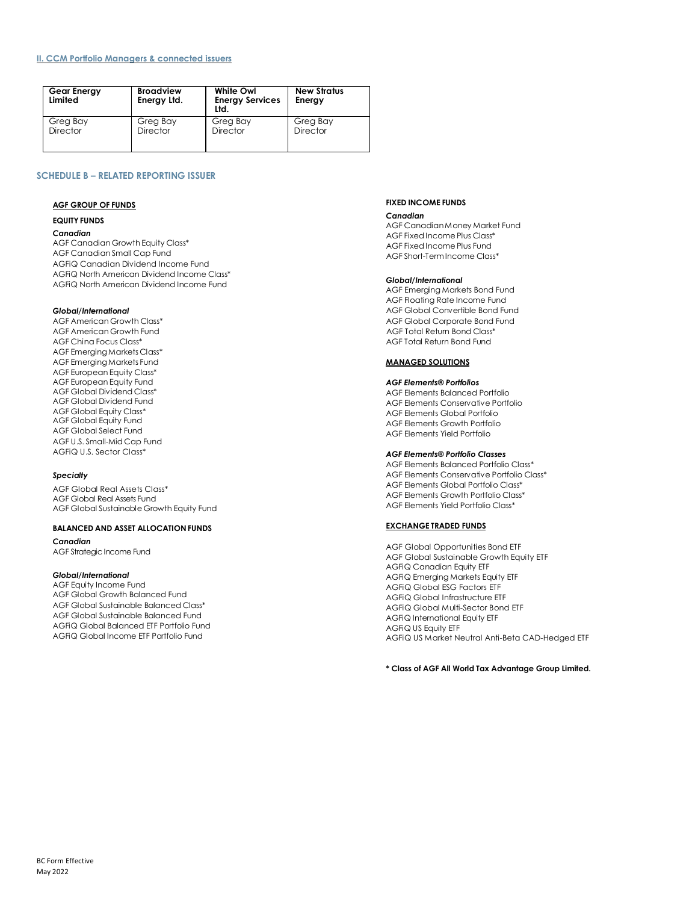## II. CCM Portfolio Managers & connected issuers

| Gear Energy Limited | Broadview Energy Ltd. | White Owl Energy Services Ltd. | New Stratus Energy |
|---|---|---|---|
| Greg Bay<br>Director | Greg Bay<br>Director | Greg Bay<br>Director | Greg Bay<br>Director |

## SCHEDULE B – RELATED REPORTING ISSUER

### AGF GROUP OF FUNDS

#### EQUITY FUNDS

***Canadian***

AGF Canadian Growth Equity Class*
AGF Canadian Small Cap Fund
AGFiQ Canadian Dividend Income Fund
AGFiQ North American Dividend Income Class*
AGFiQ North American Dividend Income Fund

***Global/International***

AGF American Growth Class*
AGF American Growth Fund
AGF China Focus Class*
AGF Emerging Markets Class*
AGF Emerging Markets Fund
AGF European Equity Class*
AGF European Equity Fund
AGF Global Dividend Class*
AGF Global Dividend Fund
AGF Global Equity Class*
AGF Global Equity Fund
AGF Global Select Fund
AGF U.S. Small-Mid Cap Fund
AGFiQ U.S. Sector Class*

***Specialty***

AGF Global Real Assets Class*
AGF Global Real Assets Fund
AGF Global Sustainable Growth Equity Fund

#### BALANCED AND ASSET ALLOCATION FUNDS

***Canadian***

AGF Strategic Income Fund

***Global/International***

AGF Equity Income Fund
AGF Global Growth Balanced Fund
AGF Global Sustainable Balanced Class*
AGF Global Sustainable Balanced Fund
AGFiQ Global Balanced ETF Portfolio Fund
AGFiQ Global Income ETF Portfolio Fund

#### FIXED INCOME FUNDS

***Canadian***

AGF Canadian Money Market Fund
AGF Fixed Income Plus Class*
AGF Fixed Income Plus Fund
AGF Short-Term Income Class*

***Global/International***

AGF Emerging Markets Bond Fund
AGF Floating Rate Income Fund
AGF Global Convertible Bond Fund
AGF Global Corporate Bond Fund
AGF Total Return Bond Class*
AGF Total Return Bond Fund

### MANAGED SOLUTIONS

***AGF Elements® Portfolios***

AGF Elements Balanced Portfolio
AGF Elements Conservative Portfolio
AGF Elements Global Portfolio
AGF Elements Growth Portfolio
AGF Elements Yield Portfolio

***AGF Elements® Portfolio Classes***

AGF Elements Balanced Portfolio Class*
AGF Elements Conservative Portfolio Class*
AGF Elements Global Portfolio Class*
AGF Elements Growth Portfolio Class*
AGF Elements Yield Portfolio Class*

### EXCHANGE TRADED FUNDS

AGF Global Opportunities Bond ETF
AGF Global Sustainable Growth Equity ETF
AGFiQ Canadian Equity ETF
AGFiQ Emerging Markets Equity ETF
AGFiQ Global ESG Factors ETF
AGFiQ Global Infrastructure ETF
AGFiQ Global Multi-Sector Bond ETF
AGFiQ International Equity ETF
AGFiQ US Equity ETF
AGFiQ US Market Neutral Anti-Beta CAD-Hedged ETF

**\* Class of AGF All World Tax Advantage Group Limited.**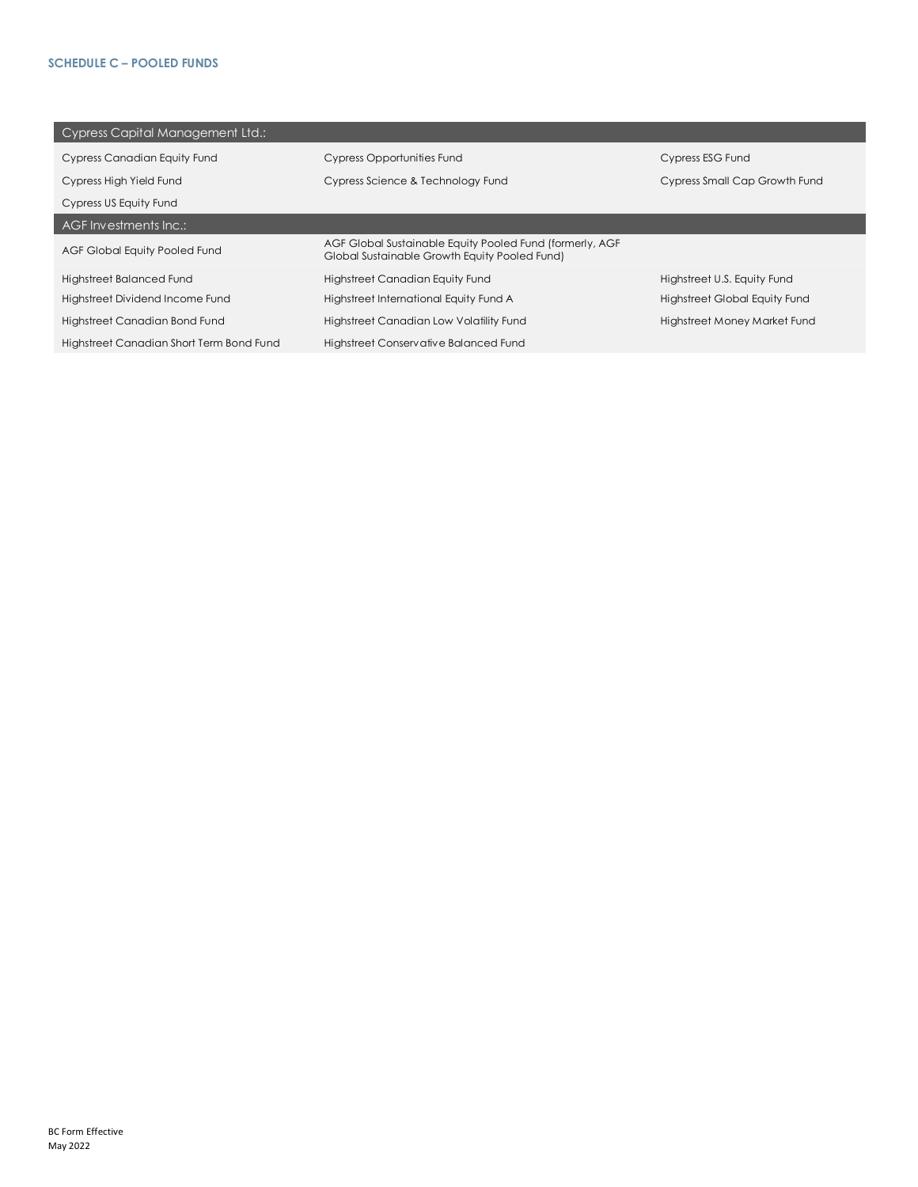## SCHEDULE C – POOLED FUNDS

| | | |
|---|---|---|
| **Cypress Capital Management Ltd.:** | | |
| Cypress Canadian Equity Fund | Cypress Opportunities Fund | Cypress ESG Fund |
| Cypress High Yield Fund | Cypress Science & Technology Fund | Cypress Small Cap Growth Fund |
| Cypress US Equity Fund | | |
| **AGF Investments Inc.:** | | |
| AGF Global Equity Pooled Fund | AGF Global Sustainable Equity Pooled Fund (formerly, AGF Global Sustainable Growth Equity Pooled Fund) | |
| Highstreet Balanced Fund | Highstreet Canadian Equity Fund | Highstreet U.S. Equity Fund |
| Highstreet Dividend Income Fund | Highstreet International Equity Fund A | Highstreet Global Equity Fund |
| Highstreet Canadian Bond Fund | Highstreet Canadian Low Volatility Fund | Highstreet Money Market Fund |
| Highstreet Canadian Short Term Bond Fund | Highstreet Conservative Balanced Fund | |

BC Form Effective
May 2022